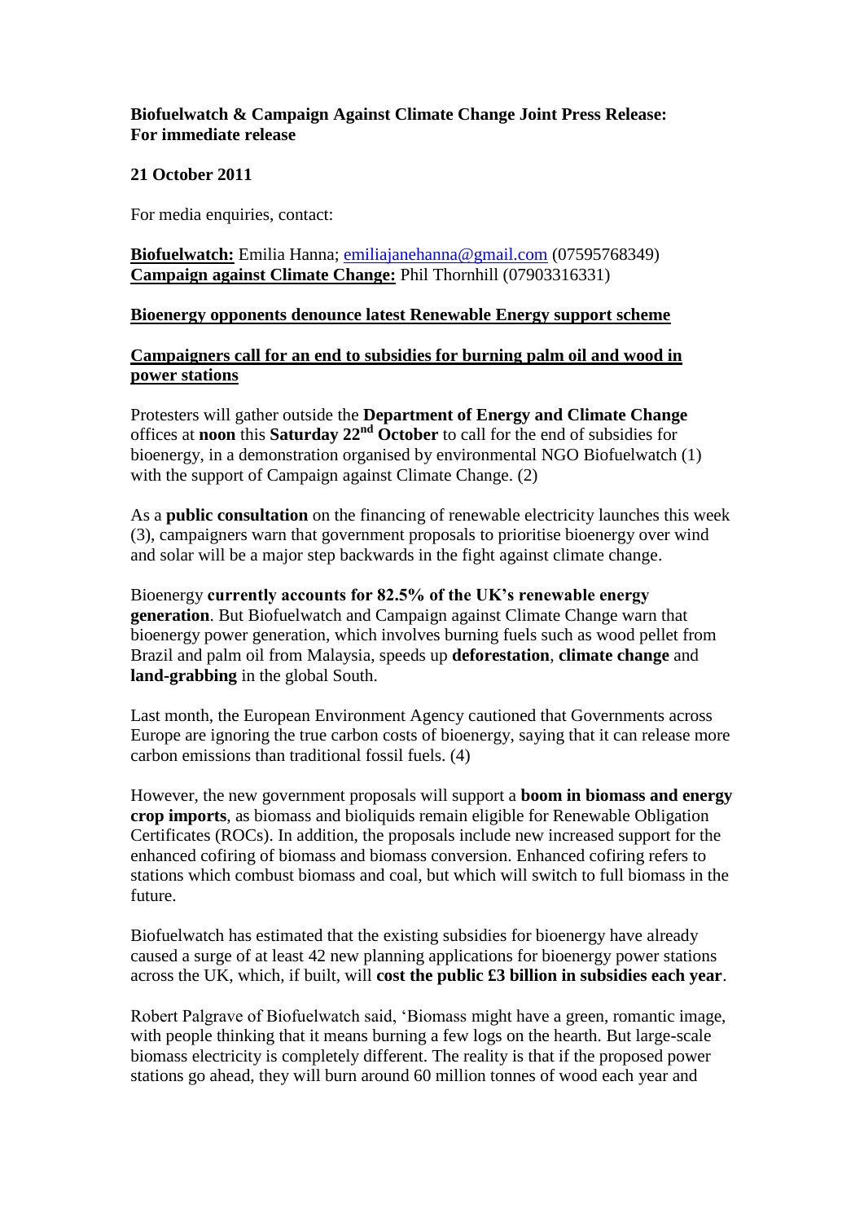**Biofuelwatch & Campaign Against Climate Change Joint Press Release: For immediate release**

**21 October 2011**

For media enquiries, contact:

**Biofuelwatch:** Emilia Hanna; emiliajanehanna@gmail.com (07595768349)
**Campaign against Climate Change:** Phil Thornhill (07903316331)

## Bioenergy opponents denounce latest Renewable Energy support scheme

### Campaigners call for an end to subsidies for burning palm oil and wood in power stations

Protesters will gather outside the **Department of Energy and Climate Change** offices at **noon** this **Saturday 22nd October** to call for the end of subsidies for bioenergy, in a demonstration organised by environmental NGO Biofuelwatch (1) with the support of Campaign against Climate Change. (2)

As a **public consultation** on the financing of renewable electricity launches this week (3), campaigners warn that government proposals to prioritise bioenergy over wind and solar will be a major step backwards in the fight against climate change.

Bioenergy **currently accounts for 82.5% of the UK's renewable energy generation**. But Biofuelwatch and Campaign against Climate Change warn that bioenergy power generation, which involves burning fuels such as wood pellet from Brazil and palm oil from Malaysia, speeds up **deforestation**, **climate change** and **land-grabbing** in the global South.

Last month, the European Environment Agency cautioned that Governments across Europe are ignoring the true carbon costs of bioenergy, saying that it can release more carbon emissions than traditional fossil fuels. (4)

However, the new government proposals will support a **boom in biomass and energy crop imports**, as biomass and bioliquids remain eligible for Renewable Obligation Certificates (ROCs). In addition, the proposals include new increased support for the enhanced cofiring of biomass and biomass conversion. Enhanced cofiring refers to stations which combust biomass and coal, but which will switch to full biomass in the future.

Biofuelwatch has estimated that the existing subsidies for bioenergy have already caused a surge of at least 42 new planning applications for bioenergy power stations across the UK, which, if built, will **cost the public £3 billion in subsidies each year**.

Robert Palgrave of Biofuelwatch said, 'Biomass might have a green, romantic image, with people thinking that it means burning a few logs on the hearth. But large-scale biomass electricity is completely different. The reality is that if the proposed power stations go ahead, they will burn around 60 million tonnes of wood each year and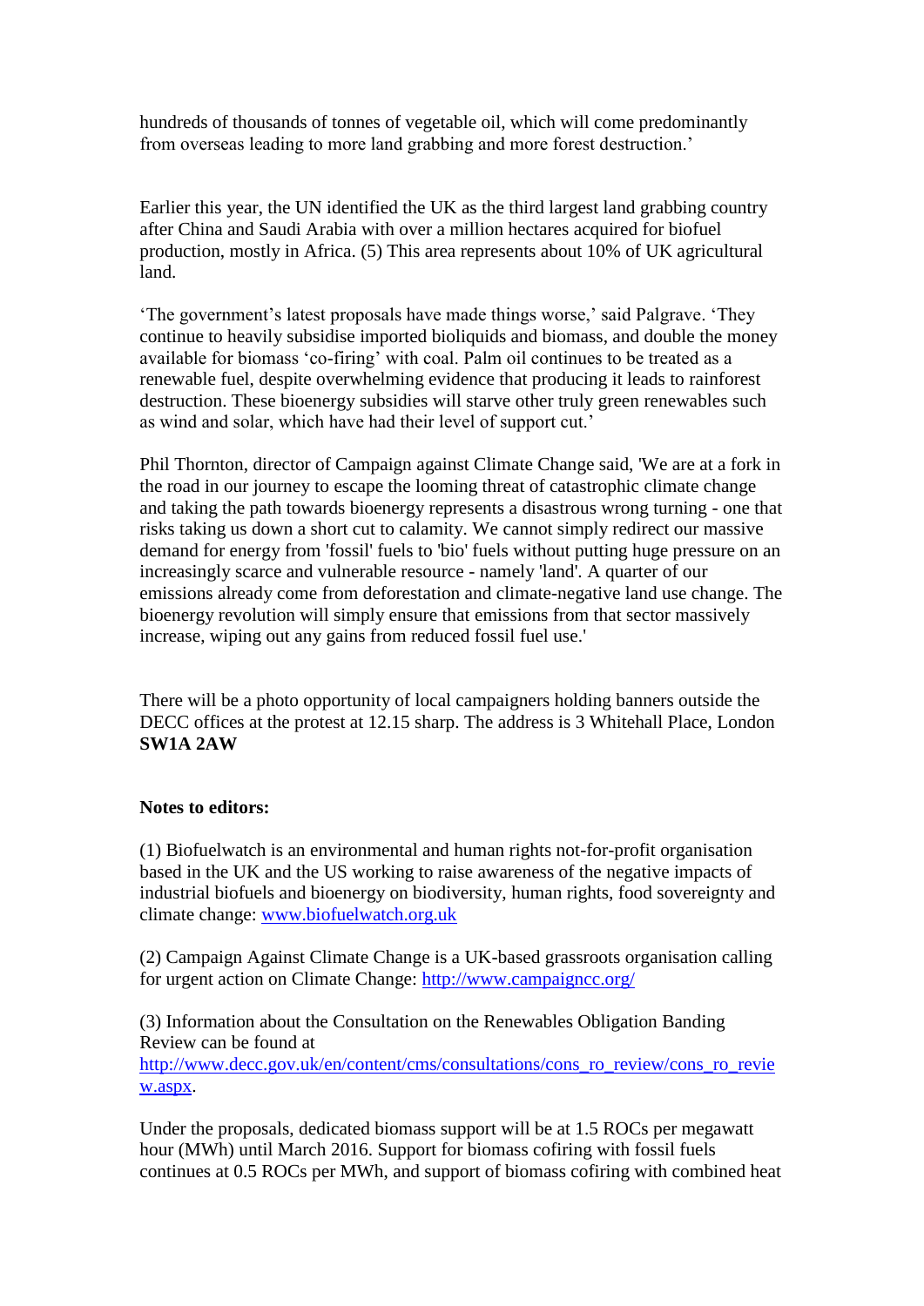hundreds of thousands of tonnes of vegetable oil, which will come predominantly from overseas leading to more land grabbing and more forest destruction.'

Earlier this year, the UN identified the UK as the third largest land grabbing country after China and Saudi Arabia with over a million hectares acquired for biofuel production, mostly in Africa. (5) This area represents about 10% of UK agricultural land.

'The government's latest proposals have made things worse,' said Palgrave. 'They continue to heavily subsidise imported bioliquids and biomass, and double the money available for biomass 'co-firing' with coal. Palm oil continues to be treated as a renewable fuel, despite overwhelming evidence that producing it leads to rainforest destruction. These bioenergy subsidies will starve other truly green renewables such as wind and solar, which have had their level of support cut.'

Phil Thornton, director of Campaign against Climate Change said, 'We are at a fork in the road in our journey to escape the looming threat of catastrophic climate change and taking the path towards bioenergy represents a disastrous wrong turning - one that risks taking us down a short cut to calamity. We cannot simply redirect our massive demand for energy from 'fossil' fuels to 'bio' fuels without putting huge pressure on an increasingly scarce and vulnerable resource - namely 'land'. A quarter of our emissions already come from deforestation and climate-negative land use change. The bioenergy revolution will simply ensure that emissions from that sector massively increase, wiping out any gains from reduced fossil fuel use.'

There will be a photo opportunity of local campaigners holding banners outside the DECC offices at the protest at 12.15 sharp. The address is 3 Whitehall Place, London **SW1A 2AW**

**Notes to editors:**

(1) Biofuelwatch is an environmental and human rights not-for-profit organisation based in the UK and the US working to raise awareness of the negative impacts of industrial biofuels and bioenergy on biodiversity, human rights, food sovereignty and climate change: www.biofuelwatch.org.uk

(2) Campaign Against Climate Change is a UK-based grassroots organisation calling for urgent action on Climate Change: http://www.campaigncc.org/

(3) Information about the Consultation on the Renewables Obligation Banding Review can be found at http://www.decc.gov.uk/en/content/cms/consultations/cons_ro_review/cons_ro_review.aspx.

Under the proposals, dedicated biomass support will be at 1.5 ROCs per megawatt hour (MWh) until March 2016. Support for biomass cofiring with fossil fuels continues at 0.5 ROCs per MWh, and support of biomass cofiring with combined heat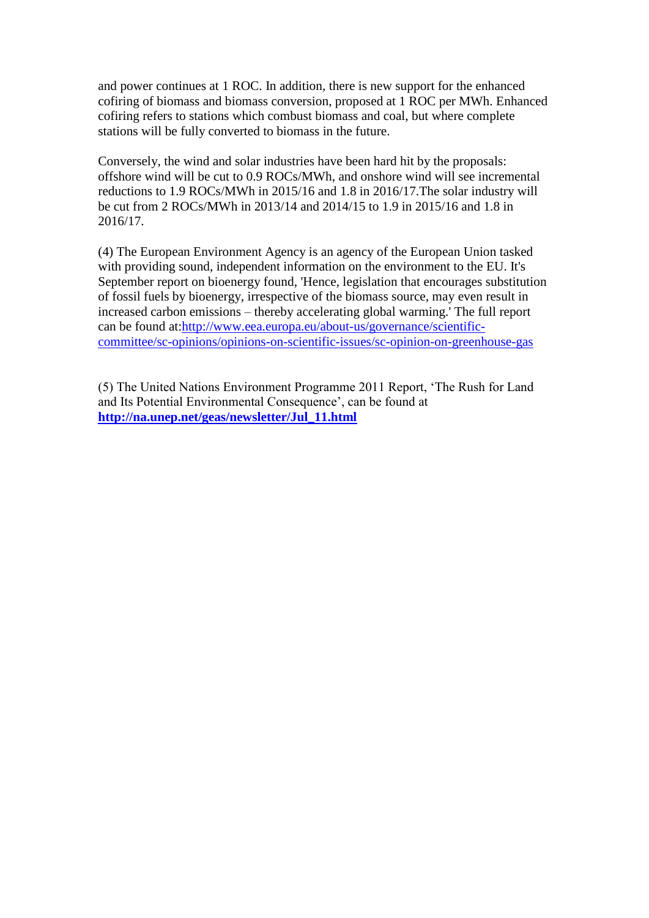and power continues at 1 ROC. In addition, there is new support for the enhanced cofiring of biomass and biomass conversion, proposed at 1 ROC per MWh. Enhanced cofiring refers to stations which combust biomass and coal, but where complete stations will be fully converted to biomass in the future.

Conversely, the wind and solar industries have been hard hit by the proposals: offshore wind will be cut to 0.9 ROCs/MWh, and onshore wind will see incremental reductions to 1.9 ROCs/MWh in 2015/16 and 1.8 in 2016/17.The solar industry will be cut from 2 ROCs/MWh in 2013/14 and 2014/15 to 1.9 in 2015/16 and 1.8 in 2016/17.

(4) The European Environment Agency is an agency of the European Union tasked with providing sound, independent information on the environment to the EU. It's September report on bioenergy found, 'Hence, legislation that encourages substitution of fossil fuels by bioenergy, irrespective of the biomass source, may even result in increased carbon emissions – thereby accelerating global warming.' The full report can be found at:[http://www.eea.europa.eu/about-us/governance/scientific-committee/sc-opinions/opinions-on-scientific-issues/sc-opinion-on-greenhouse-gas](http://www.eea.europa.eu/about-us/governance/scientific-committee/sc-opinions/opinions-on-scientific-issues/sc-opinion-on-greenhouse-gas)

(5) The United Nations Environment Programme 2011 Report, 'The Rush for Land and Its Potential Environmental Consequence', can be found at **[http://na.unep.net/geas/newsletter/Jul_11.html](http://na.unep.net/geas/newsletter/Jul_11.html)**